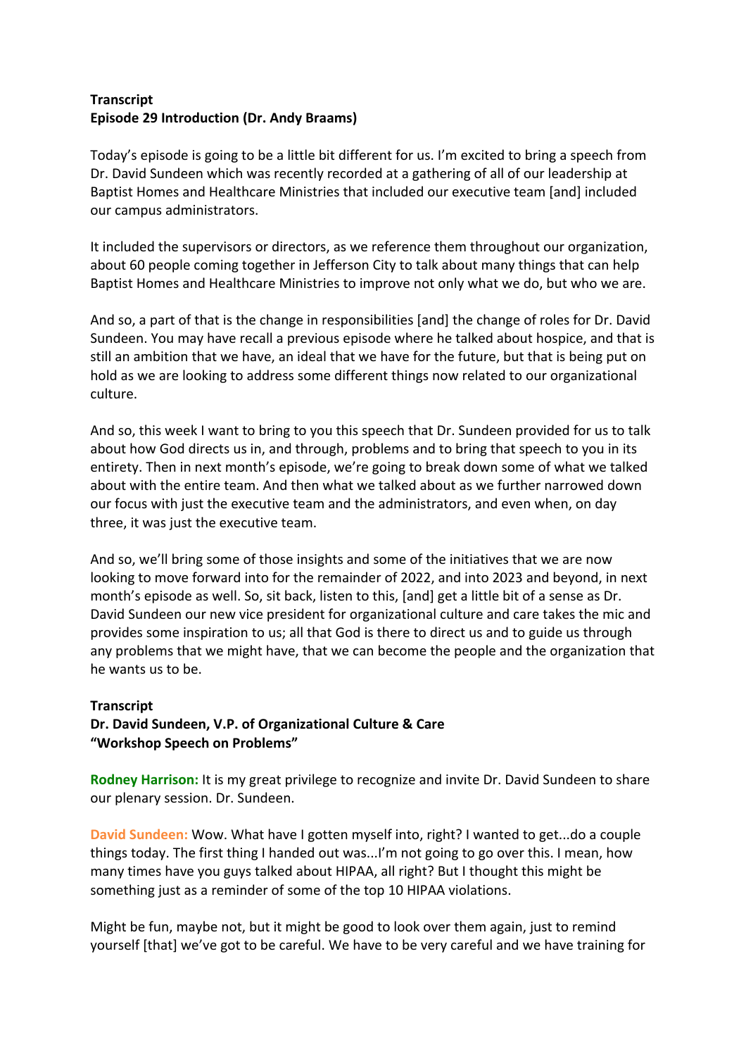**Transcript**
**Episode 29 Introduction (Dr. Andy Braams)**

Today's episode is going to be a little bit different for us. I'm excited to bring a speech from Dr. David Sundeen which was recently recorded at a gathering of all of our leadership at Baptist Homes and Healthcare Ministries that included our executive team [and] included our campus administrators.

It included the supervisors or directors, as we reference them throughout our organization, about 60 people coming together in Jefferson City to talk about many things that can help Baptist Homes and Healthcare Ministries to improve not only what we do, but who we are.

And so, a part of that is the change in responsibilities [and] the change of roles for Dr. David Sundeen. You may have recall a previous episode where he talked about hospice, and that is still an ambition that we have, an ideal that we have for the future, but that is being put on hold as we are looking to address some different things now related to our organizational culture.

And so, this week I want to bring to you this speech that Dr. Sundeen provided for us to talk about how God directs us in, and through, problems and to bring that speech to you in its entirety. Then in next month's episode, we're going to break down some of what we talked about with the entire team. And then what we talked about as we further narrowed down our focus with just the executive team and the administrators, and even when, on day three, it was just the executive team.

And so, we'll bring some of those insights and some of the initiatives that we are now looking to move forward into for the remainder of 2022, and into 2023 and beyond, in next month's episode as well. So, sit back, listen to this, [and] get a little bit of a sense as Dr. David Sundeen our new vice president for organizational culture and care takes the mic and provides some inspiration to us; all that God is there to direct us and to guide us through any problems that we might have, that we can become the people and the organization that he wants us to be.

**Transcript**
**Dr. David Sundeen, V.P. of Organizational Culture & Care**
**"Workshop Speech on Problems"**

**Rodney Harrison:** It is my great privilege to recognize and invite Dr. David Sundeen to share our plenary session. Dr. Sundeen.

**David Sundeen:** Wow. What have I gotten myself into, right? I wanted to get...do a couple things today. The first thing I handed out was...I'm not going to go over this. I mean, how many times have you guys talked about HIPAA, all right? But I thought this might be something just as a reminder of some of the top 10 HIPAA violations.

Might be fun, maybe not, but it might be good to look over them again, just to remind yourself [that] we've got to be careful. We have to be very careful and we have training for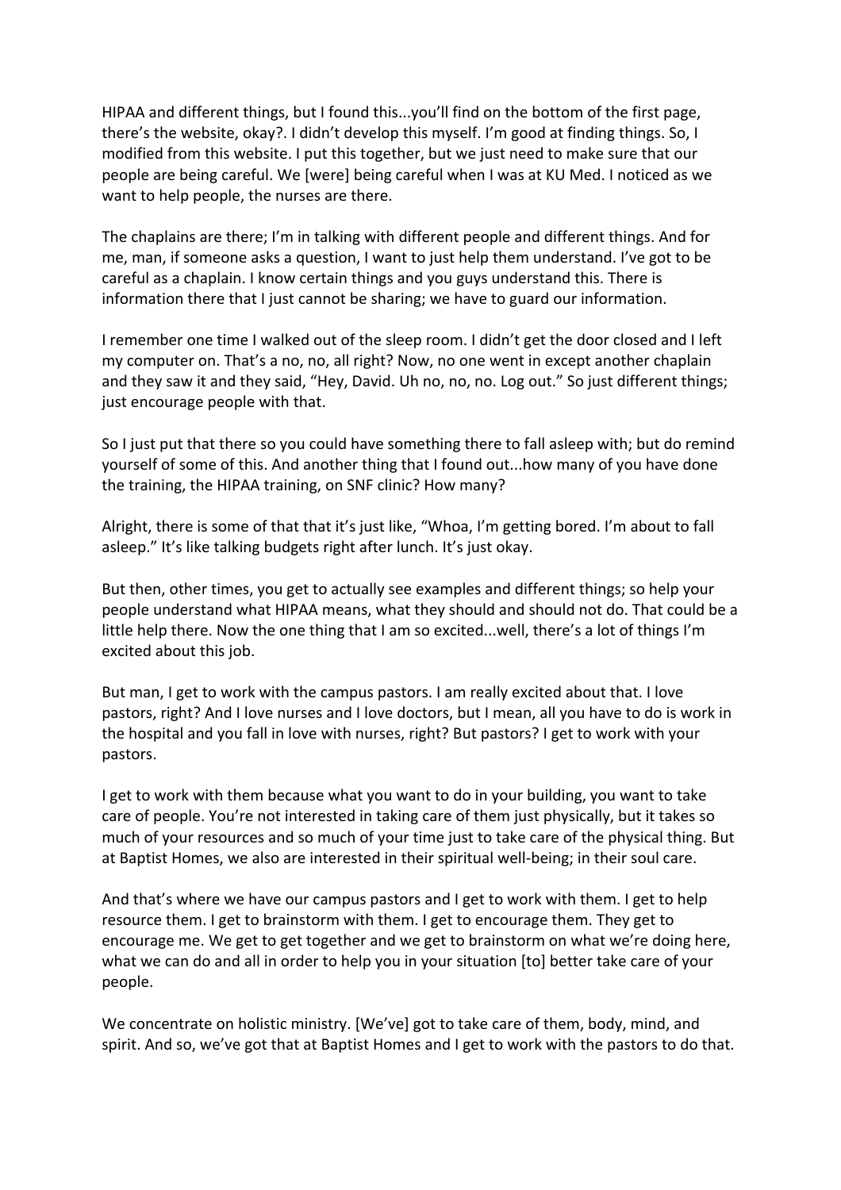HIPAA and different things, but I found this...you'll find on the bottom of the first page, there's the website, okay?. I didn't develop this myself. I'm good at finding things. So, I modified from this website. I put this together, but we just need to make sure that our people are being careful. We [were] being careful when I was at KU Med. I noticed as we want to help people, the nurses are there.

The chaplains are there; I'm in talking with different people and different things. And for me, man, if someone asks a question, I want to just help them understand. I've got to be careful as a chaplain. I know certain things and you guys understand this. There is information there that I just cannot be sharing; we have to guard our information.

I remember one time I walked out of the sleep room. I didn't get the door closed and I left my computer on. That's a no, no, all right? Now, no one went in except another chaplain and they saw it and they said, "Hey, David. Uh no, no, no. Log out." So just different things; just encourage people with that.

So I just put that there so you could have something there to fall asleep with; but do remind yourself of some of this. And another thing that I found out...how many of you have done the training, the HIPAA training, on SNF clinic? How many?

Alright, there is some of that that it's just like, "Whoa, I'm getting bored. I'm about to fall asleep." It's like talking budgets right after lunch. It's just okay.

But then, other times, you get to actually see examples and different things; so help your people understand what HIPAA means, what they should and should not do. That could be a little help there. Now the one thing that I am so excited...well, there's a lot of things I'm excited about this job.

But man, I get to work with the campus pastors. I am really excited about that. I love pastors, right? And I love nurses and I love doctors, but I mean, all you have to do is work in the hospital and you fall in love with nurses, right? But pastors? I get to work with your pastors.

I get to work with them because what you want to do in your building, you want to take care of people. You're not interested in taking care of them just physically, but it takes so much of your resources and so much of your time just to take care of the physical thing. But at Baptist Homes, we also are interested in their spiritual well-being; in their soul care.

And that's where we have our campus pastors and I get to work with them. I get to help resource them. I get to brainstorm with them. I get to encourage them. They get to encourage me. We get to get together and we get to brainstorm on what we're doing here, what we can do and all in order to help you in your situation [to] better take care of your people.

We concentrate on holistic ministry. [We've] got to take care of them, body, mind, and spirit. And so, we've got that at Baptist Homes and I get to work with the pastors to do that.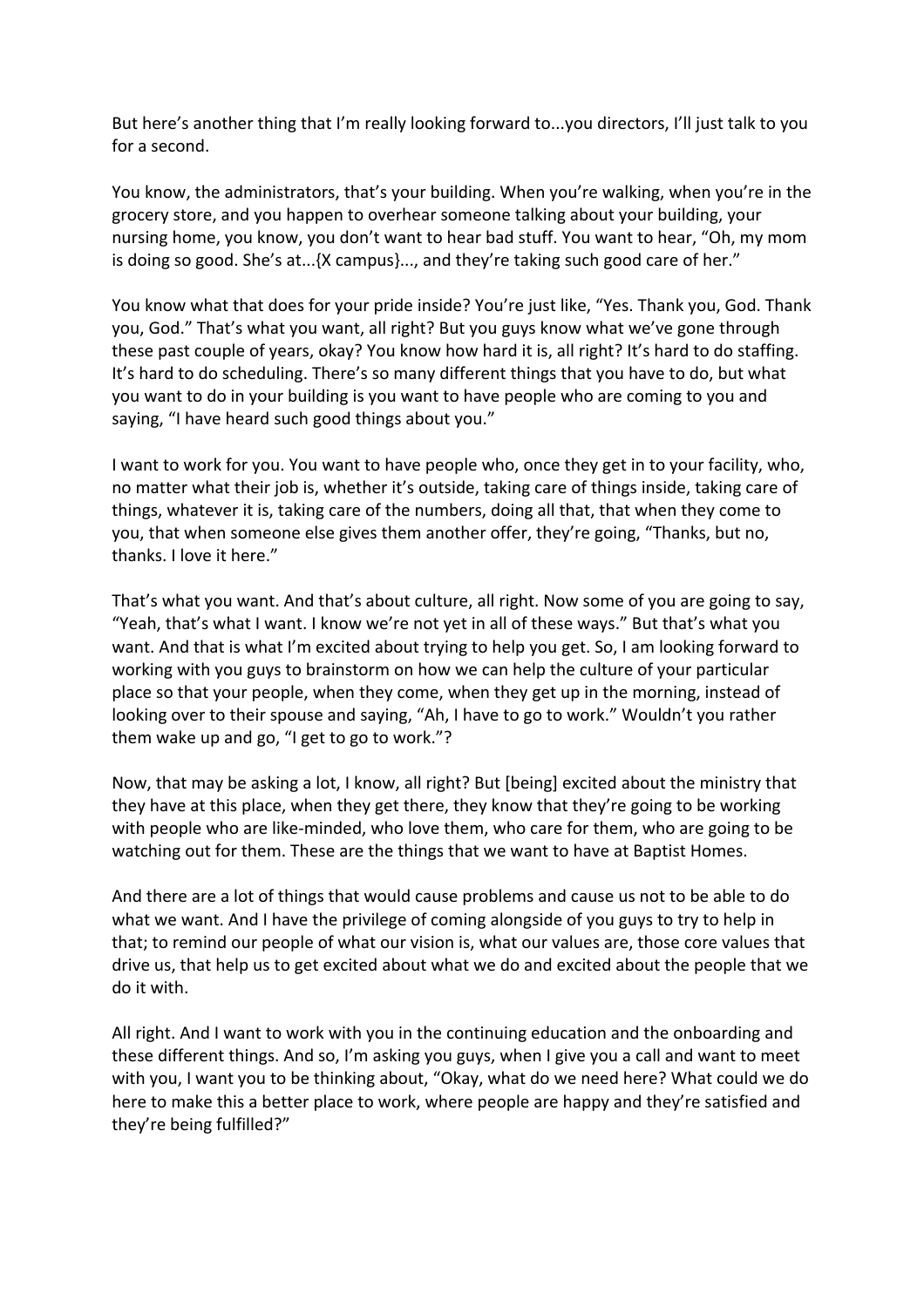But here's another thing that I'm really looking forward to...you directors, I'll just talk to you for a second.

You know, the administrators, that's your building. When you're walking, when you're in the grocery store, and you happen to overhear someone talking about your building, your nursing home, you know, you don't want to hear bad stuff. You want to hear, "Oh, my mom is doing so good. She's at...{X campus}..., and they're taking such good care of her."

You know what that does for your pride inside? You're just like, "Yes. Thank you, God. Thank you, God." That's what you want, all right? But you guys know what we've gone through these past couple of years, okay? You know how hard it is, all right? It's hard to do staffing. It's hard to do scheduling. There's so many different things that you have to do, but what you want to do in your building is you want to have people who are coming to you and saying, "I have heard such good things about you."

I want to work for you. You want to have people who, once they get in to your facility, who, no matter what their job is, whether it's outside, taking care of things inside, taking care of things, whatever it is, taking care of the numbers, doing all that, that when they come to you, that when someone else gives them another offer, they're going, "Thanks, but no, thanks. I love it here."

That's what you want. And that's about culture, all right. Now some of you are going to say, "Yeah, that's what I want. I know we're not yet in all of these ways." But that's what you want. And that is what I'm excited about trying to help you get. So, I am looking forward to working with you guys to brainstorm on how we can help the culture of your particular place so that your people, when they come, when they get up in the morning, instead of looking over to their spouse and saying, "Ah, I have to go to work." Wouldn't you rather them wake up and go, "I get to go to work."?

Now, that may be asking a lot, I know, all right? But [being] excited about the ministry that they have at this place, when they get there, they know that they're going to be working with people who are like-minded, who love them, who care for them, who are going to be watching out for them. These are the things that we want to have at Baptist Homes.

And there are a lot of things that would cause problems and cause us not to be able to do what we want. And I have the privilege of coming alongside of you guys to try to help in that; to remind our people of what our vision is, what our values are, those core values that drive us, that help us to get excited about what we do and excited about the people that we do it with.

All right. And I want to work with you in the continuing education and the onboarding and these different things. And so, I'm asking you guys, when I give you a call and want to meet with you, I want you to be thinking about, "Okay, what do we need here? What could we do here to make this a better place to work, where people are happy and they're satisfied and they're being fulfilled?"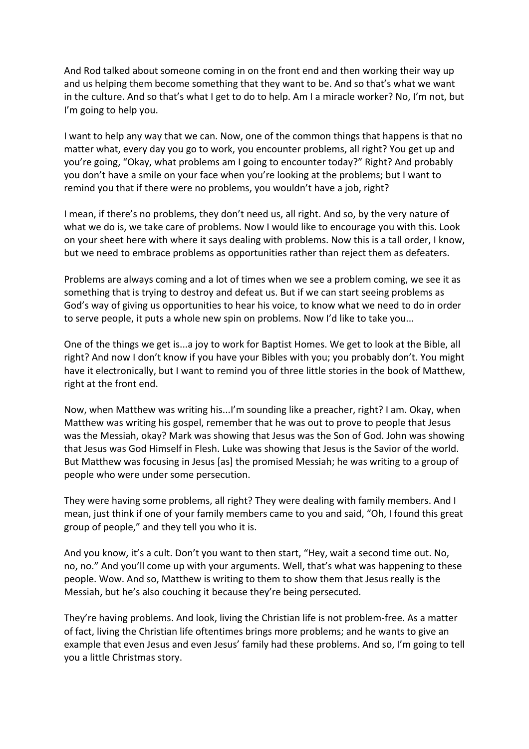And Rod talked about someone coming in on the front end and then working their way up and us helping them become something that they want to be. And so that's what we want in the culture. And so that's what I get to do to help. Am I a miracle worker? No, I'm not, but I'm going to help you.

I want to help any way that we can. Now, one of the common things that happens is that no matter what, every day you go to work, you encounter problems, all right? You get up and you're going, "Okay, what problems am I going to encounter today?" Right? And probably you don't have a smile on your face when you're looking at the problems; but I want to remind you that if there were no problems, you wouldn't have a job, right?

I mean, if there's no problems, they don't need us, all right. And so, by the very nature of what we do is, we take care of problems. Now I would like to encourage you with this. Look on your sheet here with where it says dealing with problems. Now this is a tall order, I know, but we need to embrace problems as opportunities rather than reject them as defeaters.

Problems are always coming and a lot of times when we see a problem coming, we see it as something that is trying to destroy and defeat us. But if we can start seeing problems as God's way of giving us opportunities to hear his voice, to know what we need to do in order to serve people, it puts a whole new spin on problems. Now I'd like to take you...

One of the things we get is...a joy to work for Baptist Homes. We get to look at the Bible, all right? And now I don't know if you have your Bibles with you; you probably don't. You might have it electronically, but I want to remind you of three little stories in the book of Matthew, right at the front end.

Now, when Matthew was writing his...I'm sounding like a preacher, right? I am. Okay, when Matthew was writing his gospel, remember that he was out to prove to people that Jesus was the Messiah, okay? Mark was showing that Jesus was the Son of God. John was showing that Jesus was God Himself in Flesh. Luke was showing that Jesus is the Savior of the world. But Matthew was focusing in Jesus [as] the promised Messiah; he was writing to a group of people who were under some persecution.

They were having some problems, all right? They were dealing with family members. And I mean, just think if one of your family members came to you and said, "Oh, I found this great group of people," and they tell you who it is.

And you know, it's a cult. Don't you want to then start, "Hey, wait a second time out. No, no, no." And you'll come up with your arguments. Well, that's what was happening to these people. Wow. And so, Matthew is writing to them to show them that Jesus really is the Messiah, but he's also couching it because they're being persecuted.

They're having problems. And look, living the Christian life is not problem-free. As a matter of fact, living the Christian life oftentimes brings more problems; and he wants to give an example that even Jesus and even Jesus' family had these problems. And so, I'm going to tell you a little Christmas story.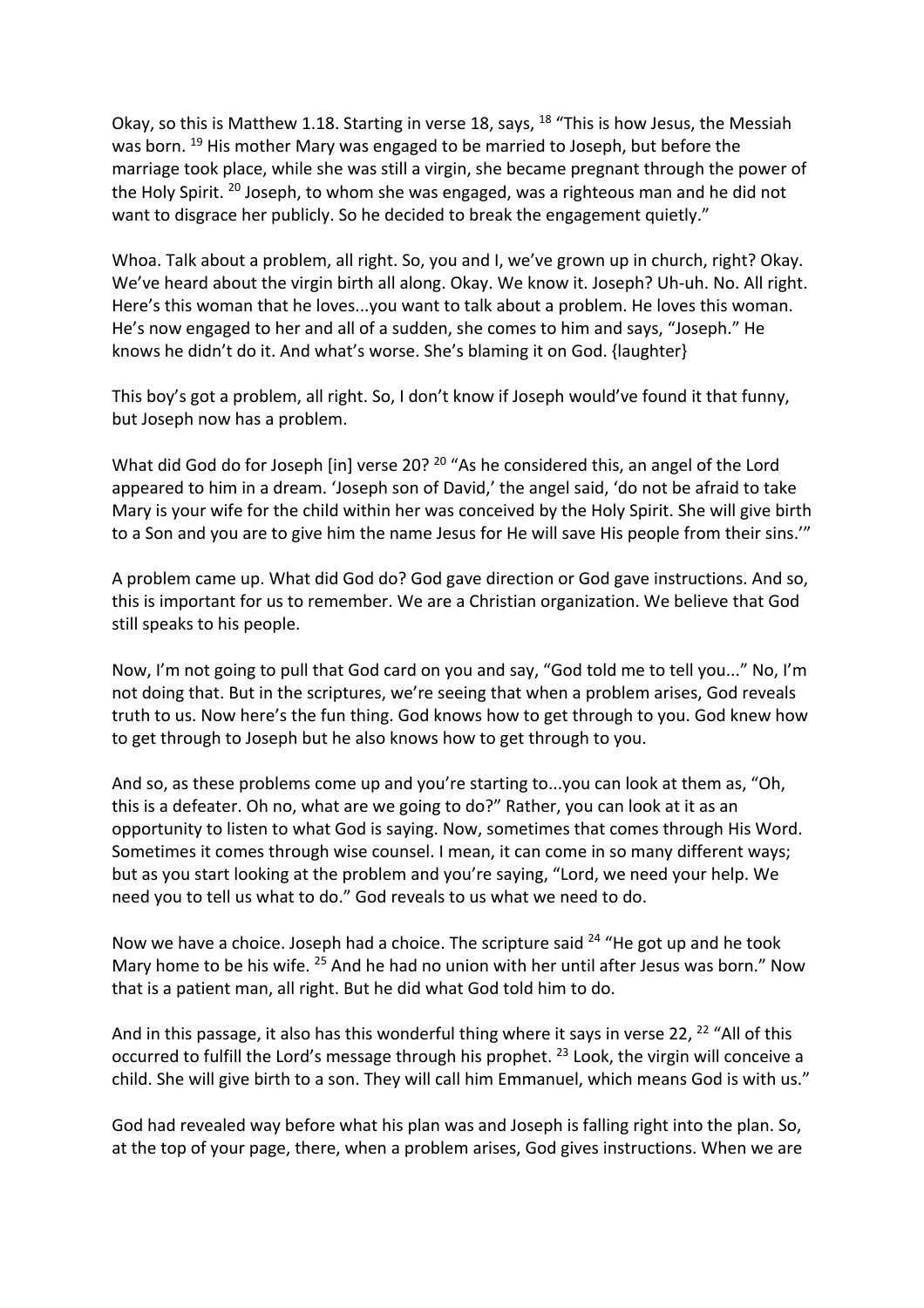Okay, so this is Matthew 1.18. Starting in verse 18, says, [18] "This is how Jesus, the Messiah was born. [19] His mother Mary was engaged to be married to Joseph, but before the marriage took place, while she was still a virgin, she became pregnant through the power of the Holy Spirit. [20] Joseph, to whom she was engaged, was a righteous man and he did not want to disgrace her publicly. So he decided to break the engagement quietly."

Whoa. Talk about a problem, all right. So, you and I, we've grown up in church, right? Okay. We've heard about the virgin birth all along. Okay. We know it. Joseph? Uh-uh. No. All right. Here's this woman that he loves...you want to talk about a problem. He loves this woman. He's now engaged to her and all of a sudden, she comes to him and says, "Joseph." He knows he didn't do it. And what's worse. She's blaming it on God. {laughter}

This boy's got a problem, all right. So, I don't know if Joseph would've found it that funny, but Joseph now has a problem.

What did God do for Joseph [in] verse 20? [20] "As he considered this, an angel of the Lord appeared to him in a dream. 'Joseph son of David,' the angel said, 'do not be afraid to take Mary is your wife for the child within her was conceived by the Holy Spirit. She will give birth to a Son and you are to give him the name Jesus for He will save His people from their sins.'"

A problem came up. What did God do? God gave direction or God gave instructions. And so, this is important for us to remember. We are a Christian organization. We believe that God still speaks to his people.

Now, I'm not going to pull that God card on you and say, "God told me to tell you..." No, I'm not doing that. But in the scriptures, we're seeing that when a problem arises, God reveals truth to us. Now here's the fun thing. God knows how to get through to you. God knew how to get through to Joseph but he also knows how to get through to you.

And so, as these problems come up and you're starting to...you can look at them as, "Oh, this is a defeater. Oh no, what are we going to do?" Rather, you can look at it as an opportunity to listen to what God is saying. Now, sometimes that comes through His Word. Sometimes it comes through wise counsel. I mean, it can come in so many different ways; but as you start looking at the problem and you're saying, "Lord, we need your help. We need you to tell us what to do." God reveals to us what we need to do.

Now we have a choice. Joseph had a choice. The scripture said [24] "He got up and he took Mary home to be his wife. [25] And he had no union with her until after Jesus was born." Now that is a patient man, all right. But he did what God told him to do.

And in this passage, it also has this wonderful thing where it says in verse 22, [22] "All of this occurred to fulfill the Lord's message through his prophet. [23] Look, the virgin will conceive a child. She will give birth to a son. They will call him Emmanuel, which means God is with us."

God had revealed way before what his plan was and Joseph is falling right into the plan. So, at the top of your page, there, when a problem arises, God gives instructions. When we are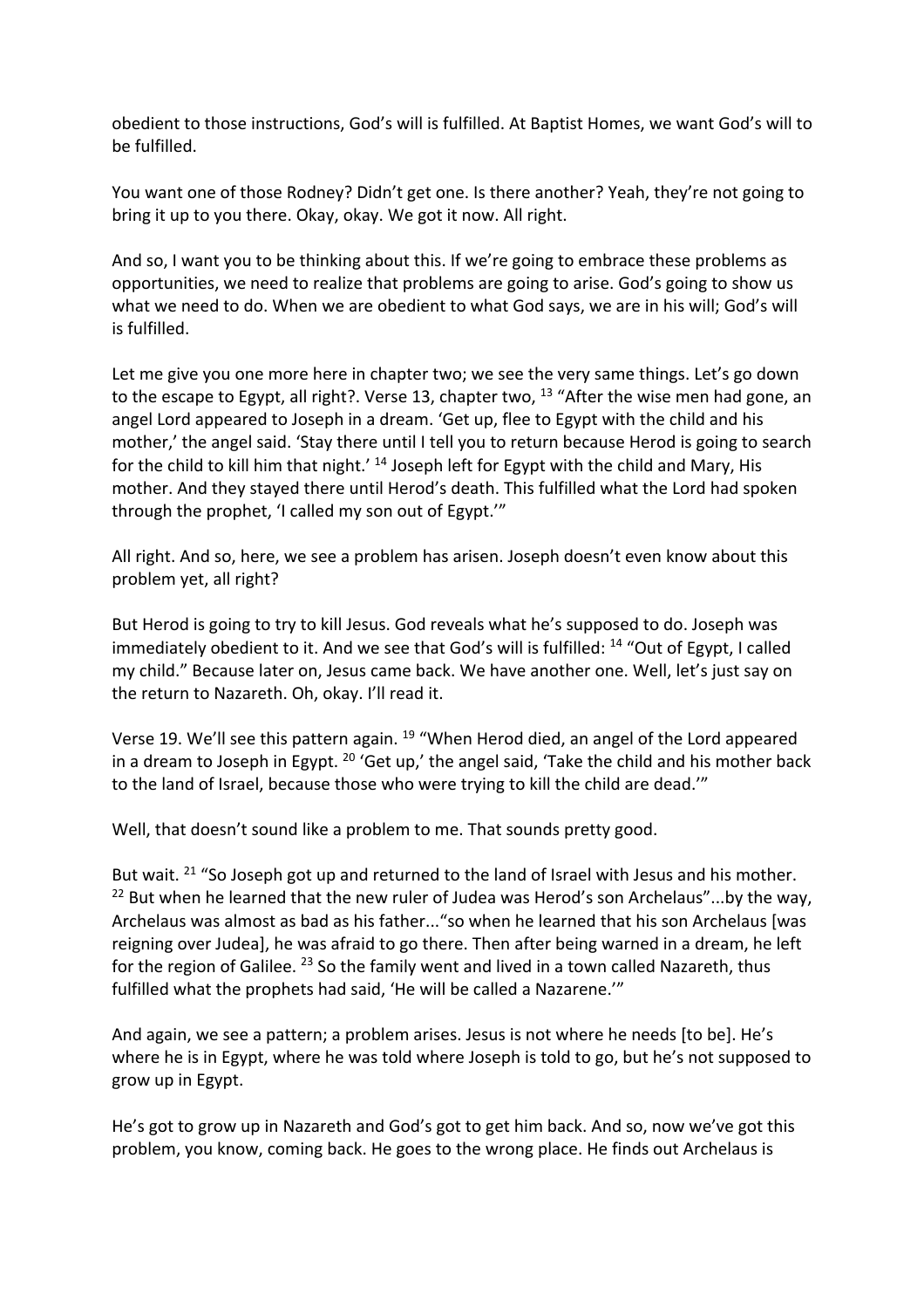obedient to those instructions, God's will is fulfilled. At Baptist Homes, we want God's will to be fulfilled.

You want one of those Rodney? Didn't get one. Is there another? Yeah, they're not going to bring it up to you there. Okay, okay. We got it now. All right.

And so, I want you to be thinking about this. If we're going to embrace these problems as opportunities, we need to realize that problems are going to arise. God's going to show us what we need to do. When we are obedient to what God says, we are in his will; God's will is fulfilled.

Let me give you one more here in chapter two; we see the very same things. Let's go down to the escape to Egypt, all right?. Verse 13, chapter two, [13] "After the wise men had gone, an angel Lord appeared to Joseph in a dream. 'Get up, flee to Egypt with the child and his mother,' the angel said. 'Stay there until I tell you to return because Herod is going to search for the child to kill him that night.' [14] Joseph left for Egypt with the child and Mary, His mother. And they stayed there until Herod's death. This fulfilled what the Lord had spoken through the prophet, 'I called my son out of Egypt.'"

All right. And so, here, we see a problem has arisen. Joseph doesn't even know about this problem yet, all right?

But Herod is going to try to kill Jesus. God reveals what he's supposed to do. Joseph was immediately obedient to it. And we see that God's will is fulfilled: [14] "Out of Egypt, I called my child." Because later on, Jesus came back. We have another one. Well, let's just say on the return to Nazareth. Oh, okay. I'll read it.

Verse 19. We'll see this pattern again. [19] "When Herod died, an angel of the Lord appeared in a dream to Joseph in Egypt. [20] 'Get up,' the angel said, 'Take the child and his mother back to the land of Israel, because those who were trying to kill the child are dead.'"

Well, that doesn't sound like a problem to me. That sounds pretty good.

But wait. [21] "So Joseph got up and returned to the land of Israel with Jesus and his mother. [22] But when he learned that the new ruler of Judea was Herod's son Archelaus"...by the way, Archelaus was almost as bad as his father..."so when he learned that his son Archelaus [was reigning over Judea], he was afraid to go there. Then after being warned in a dream, he left for the region of Galilee. [23] So the family went and lived in a town called Nazareth, thus fulfilled what the prophets had said, 'He will be called a Nazarene.'"

And again, we see a pattern; a problem arises. Jesus is not where he needs [to be]. He's where he is in Egypt, where he was told where Joseph is told to go, but he's not supposed to grow up in Egypt.

He's got to grow up in Nazareth and God's got to get him back. And so, now we've got this problem, you know, coming back. He goes to the wrong place. He finds out Archelaus is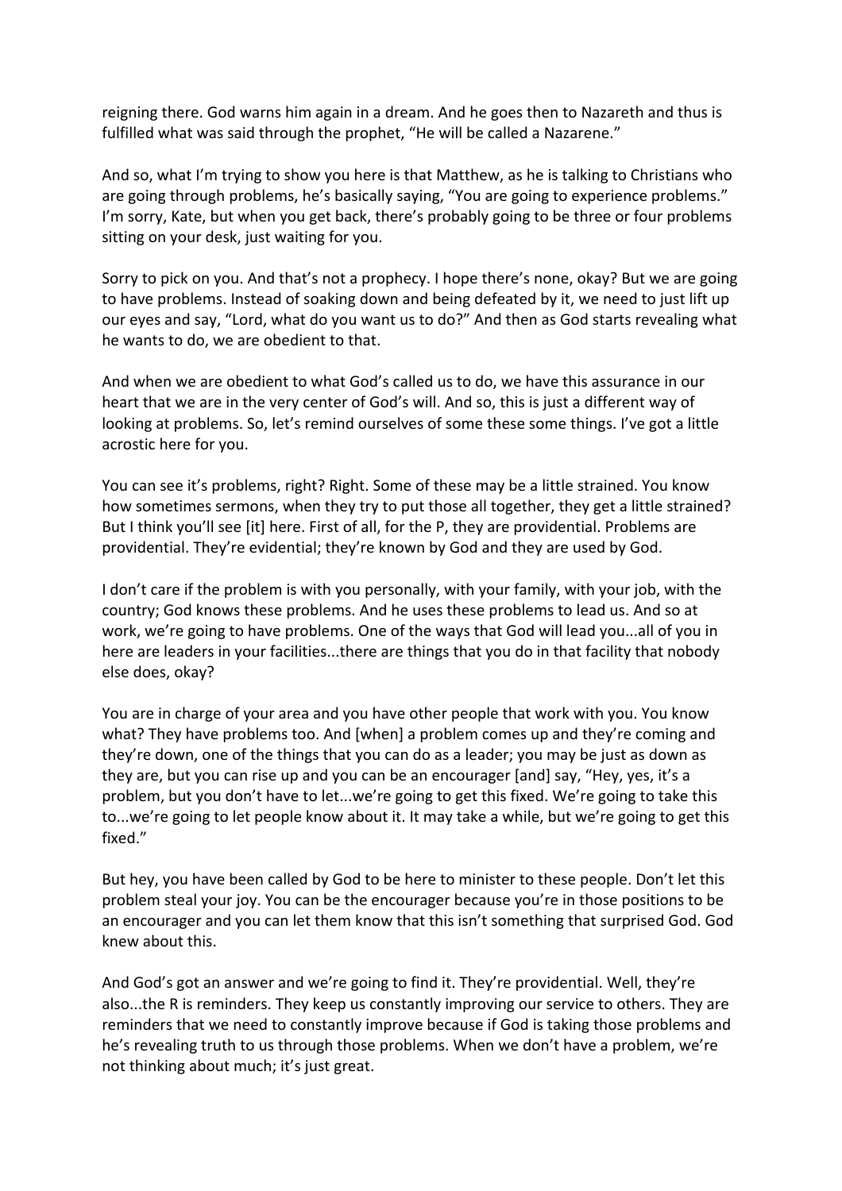reigning there. God warns him again in a dream. And he goes then to Nazareth and thus is fulfilled what was said through the prophet, "He will be called a Nazarene."

And so, what I'm trying to show you here is that Matthew, as he is talking to Christians who are going through problems, he's basically saying, "You are going to experience problems." I'm sorry, Kate, but when you get back, there's probably going to be three or four problems sitting on your desk, just waiting for you.

Sorry to pick on you. And that's not a prophecy. I hope there's none, okay? But we are going to have problems. Instead of soaking down and being defeated by it, we need to just lift up our eyes and say, "Lord, what do you want us to do?" And then as God starts revealing what he wants to do, we are obedient to that.

And when we are obedient to what God's called us to do, we have this assurance in our heart that we are in the very center of God's will. And so, this is just a different way of looking at problems. So, let's remind ourselves of some these some things. I've got a little acrostic here for you.

You can see it's problems, right? Right. Some of these may be a little strained. You know how sometimes sermons, when they try to put those all together, they get a little strained? But I think you'll see [it] here. First of all, for the P, they are providential. Problems are providential. They're evidential; they're known by God and they are used by God.

I don't care if the problem is with you personally, with your family, with your job, with the country; God knows these problems. And he uses these problems to lead us. And so at work, we're going to have problems. One of the ways that God will lead you...all of you in here are leaders in your facilities...there are things that you do in that facility that nobody else does, okay?

You are in charge of your area and you have other people that work with you. You know what? They have problems too. And [when] a problem comes up and they're coming and they're down, one of the things that you can do as a leader; you may be just as down as they are, but you can rise up and you can be an encourager [and] say, "Hey, yes, it's a problem, but you don't have to let...we're going to get this fixed. We're going to take this to...we're going to let people know about it. It may take a while, but we're going to get this fixed."

But hey, you have been called by God to be here to minister to these people. Don't let this problem steal your joy. You can be the encourager because you're in those positions to be an encourager and you can let them know that this isn't something that surprised God. God knew about this.

And God's got an answer and we're going to find it. They're providential. Well, they're also...the R is reminders. They keep us constantly improving our service to others. They are reminders that we need to constantly improve because if God is taking those problems and he's revealing truth to us through those problems. When we don't have a problem, we're not thinking about much; it's just great.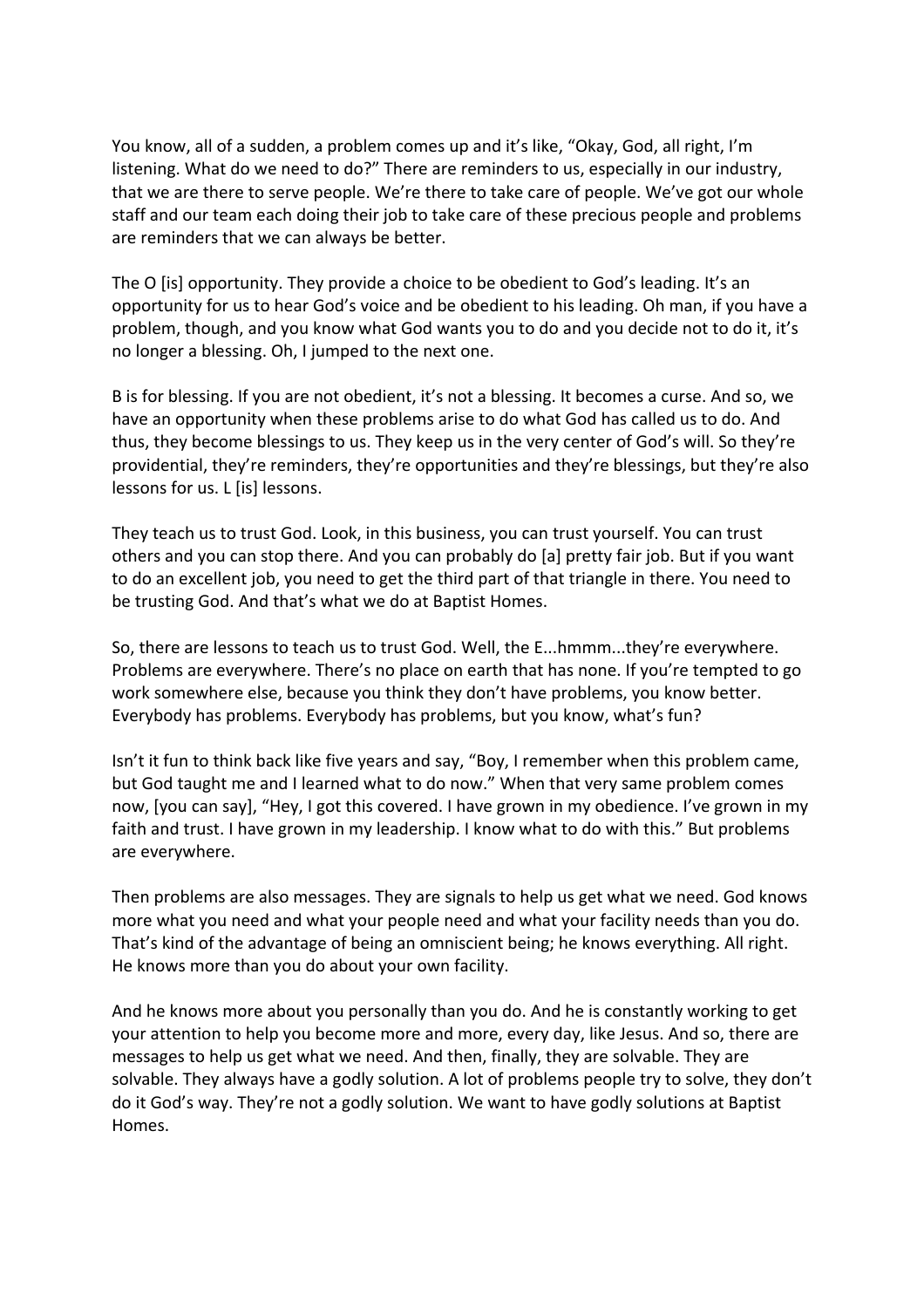You know, all of a sudden, a problem comes up and it's like, "Okay, God, all right, I'm listening. What do we need to do?" There are reminders to us, especially in our industry, that we are there to serve people. We're there to take care of people. We've got our whole staff and our team each doing their job to take care of these precious people and problems are reminders that we can always be better.

The O [is] opportunity. They provide a choice to be obedient to God's leading. It's an opportunity for us to hear God's voice and be obedient to his leading. Oh man, if you have a problem, though, and you know what God wants you to do and you decide not to do it, it's no longer a blessing. Oh, I jumped to the next one.

B is for blessing. If you are not obedient, it's not a blessing. It becomes a curse. And so, we have an opportunity when these problems arise to do what God has called us to do. And thus, they become blessings to us. They keep us in the very center of God's will. So they're providential, they're reminders, they're opportunities and they're blessings, but they're also lessons for us. L [is] lessons.

They teach us to trust God. Look, in this business, you can trust yourself. You can trust others and you can stop there. And you can probably do [a] pretty fair job. But if you want to do an excellent job, you need to get the third part of that triangle in there. You need to be trusting God. And that's what we do at Baptist Homes.

So, there are lessons to teach us to trust God. Well, the E...hmmm...they're everywhere. Problems are everywhere. There's no place on earth that has none. If you're tempted to go work somewhere else, because you think they don't have problems, you know better. Everybody has problems. Everybody has problems, but you know, what's fun?

Isn't it fun to think back like five years and say, "Boy, I remember when this problem came, but God taught me and I learned what to do now." When that very same problem comes now, [you can say], "Hey, I got this covered. I have grown in my obedience. I've grown in my faith and trust. I have grown in my leadership. I know what to do with this." But problems are everywhere.

Then problems are also messages. They are signals to help us get what we need. God knows more what you need and what your people need and what your facility needs than you do. That's kind of the advantage of being an omniscient being; he knows everything. All right. He knows more than you do about your own facility.

And he knows more about you personally than you do. And he is constantly working to get your attention to help you become more and more, every day, like Jesus. And so, there are messages to help us get what we need. And then, finally, they are solvable. They are solvable. They always have a godly solution. A lot of problems people try to solve, they don't do it God's way. They're not a godly solution. We want to have godly solutions at Baptist Homes.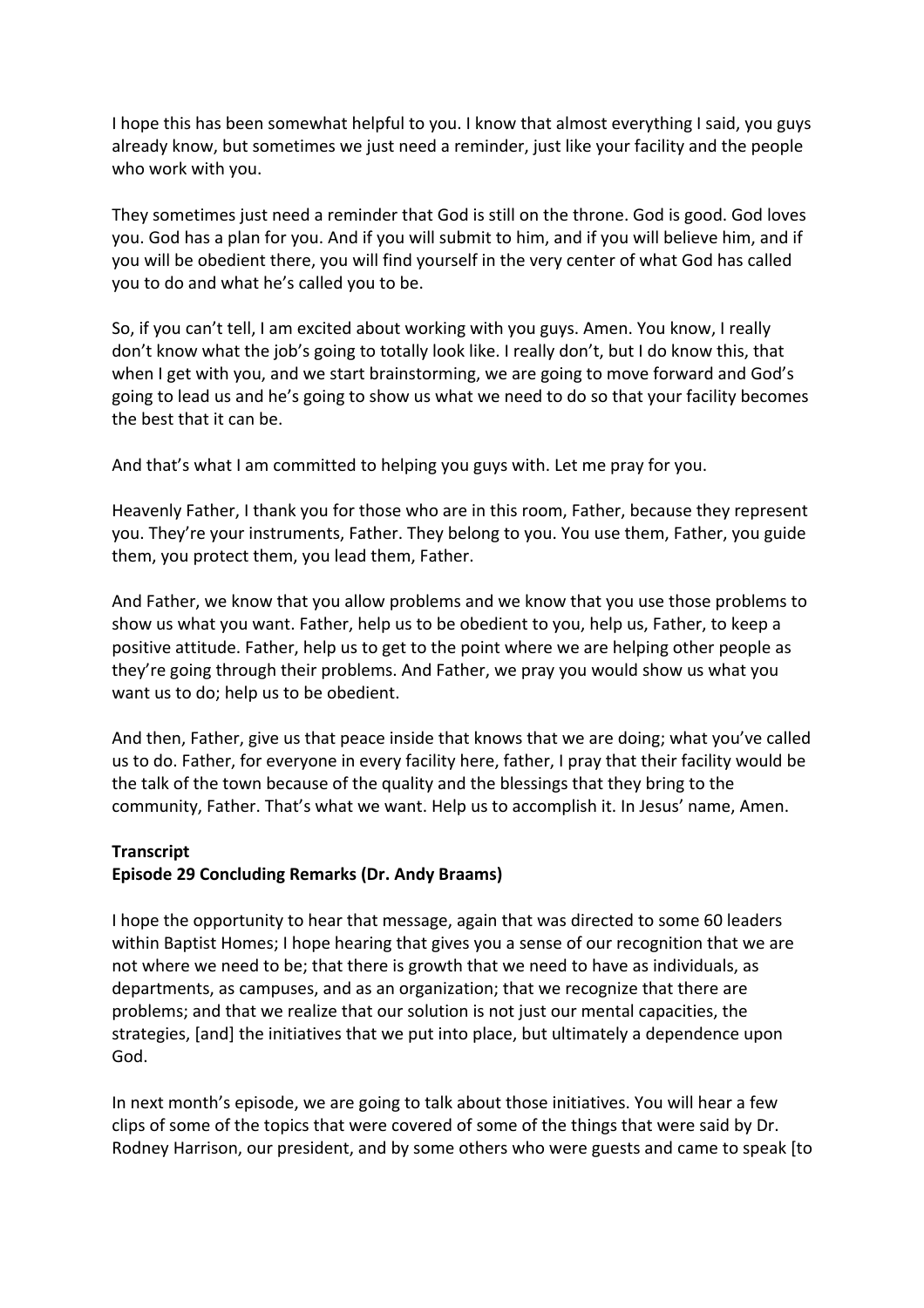I hope this has been somewhat helpful to you. I know that almost everything I said, you guys already know, but sometimes we just need a reminder, just like your facility and the people who work with you.

They sometimes just need a reminder that God is still on the throne. God is good. God loves you. God has a plan for you. And if you will submit to him, and if you will believe him, and if you will be obedient there, you will find yourself in the very center of what God has called you to do and what he's called you to be.

So, if you can't tell, I am excited about working with you guys. Amen. You know, I really don't know what the job's going to totally look like. I really don't, but I do know this, that when I get with you, and we start brainstorming, we are going to move forward and God's going to lead us and he's going to show us what we need to do so that your facility becomes the best that it can be.

And that's what I am committed to helping you guys with. Let me pray for you.

Heavenly Father, I thank you for those who are in this room, Father, because they represent you. They're your instruments, Father. They belong to you. You use them, Father, you guide them, you protect them, you lead them, Father.

And Father, we know that you allow problems and we know that you use those problems to show us what you want. Father, help us to be obedient to you, help us, Father, to keep a positive attitude. Father, help us to get to the point where we are helping other people as they're going through their problems. And Father, we pray you would show us what you want us to do; help us to be obedient.

And then, Father, give us that peace inside that knows that we are doing; what you've called us to do. Father, for everyone in every facility here, father, I pray that their facility would be the talk of the town because of the quality and the blessings that they bring to the community, Father. That's what we want. Help us to accomplish it. In Jesus' name, Amen.

**Transcript**
**Episode 29 Concluding Remarks (Dr. Andy Braams)**

I hope the opportunity to hear that message, again that was directed to some 60 leaders within Baptist Homes; I hope hearing that gives you a sense of our recognition that we are not where we need to be; that there is growth that we need to have as individuals, as departments, as campuses, and as an organization; that we recognize that there are problems; and that we realize that our solution is not just our mental capacities, the strategies, [and] the initiatives that we put into place, but ultimately a dependence upon God.

In next month's episode, we are going to talk about those initiatives. You will hear a few clips of some of the topics that were covered of some of the things that were said by Dr. Rodney Harrison, our president, and by some others who were guests and came to speak [to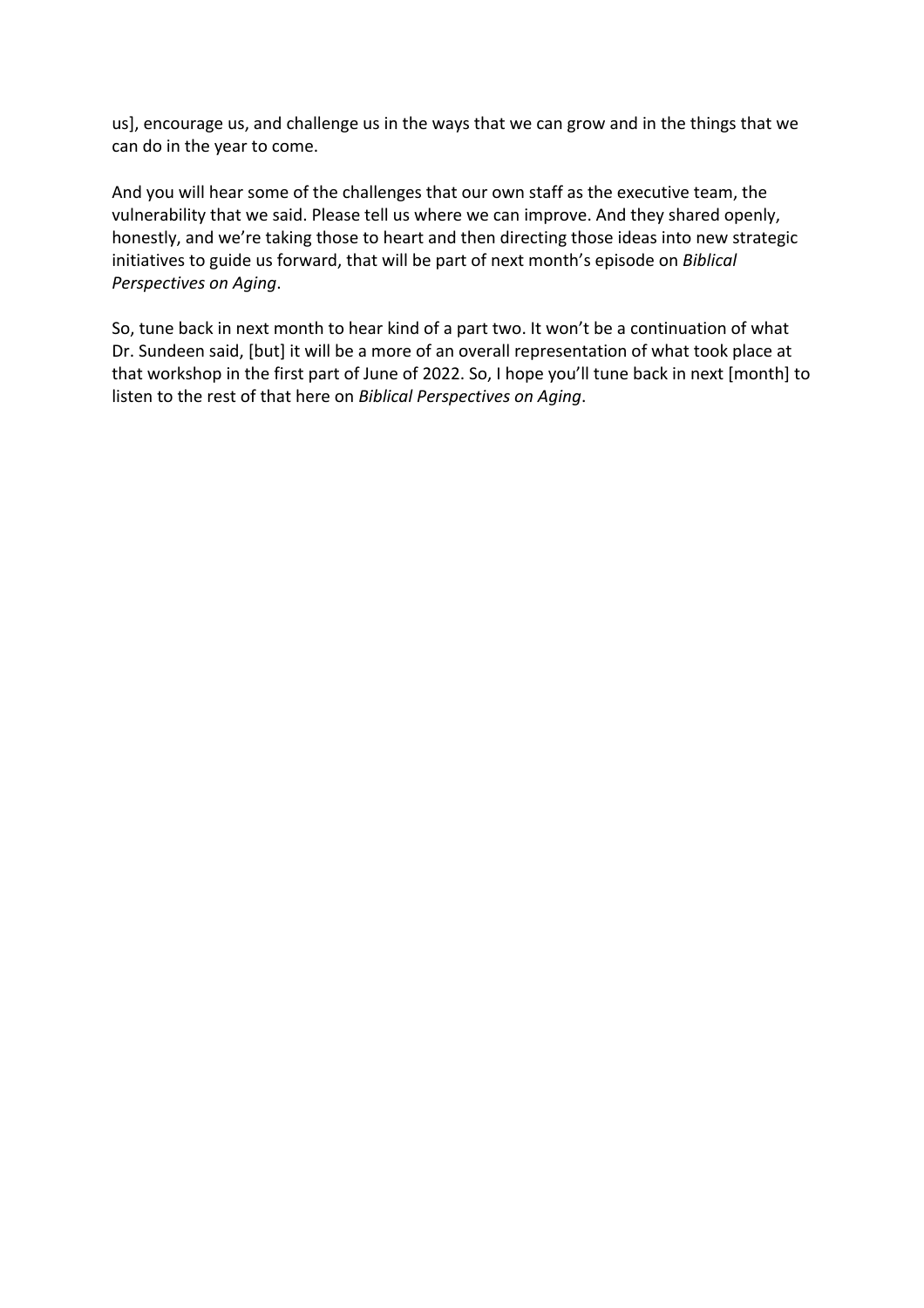us], encourage us, and challenge us in the ways that we can grow and in the things that we can do in the year to come.

And you will hear some of the challenges that our own staff as the executive team, the vulnerability that we said. Please tell us where we can improve. And they shared openly, honestly, and we're taking those to heart and then directing those ideas into new strategic initiatives to guide us forward, that will be part of next month's episode on *Biblical Perspectives on Aging*.

So, tune back in next month to hear kind of a part two. It won't be a continuation of what Dr. Sundeen said, [but] it will be a more of an overall representation of what took place at that workshop in the first part of June of 2022. So, I hope you'll tune back in next [month] to listen to the rest of that here on *Biblical Perspectives on Aging*.